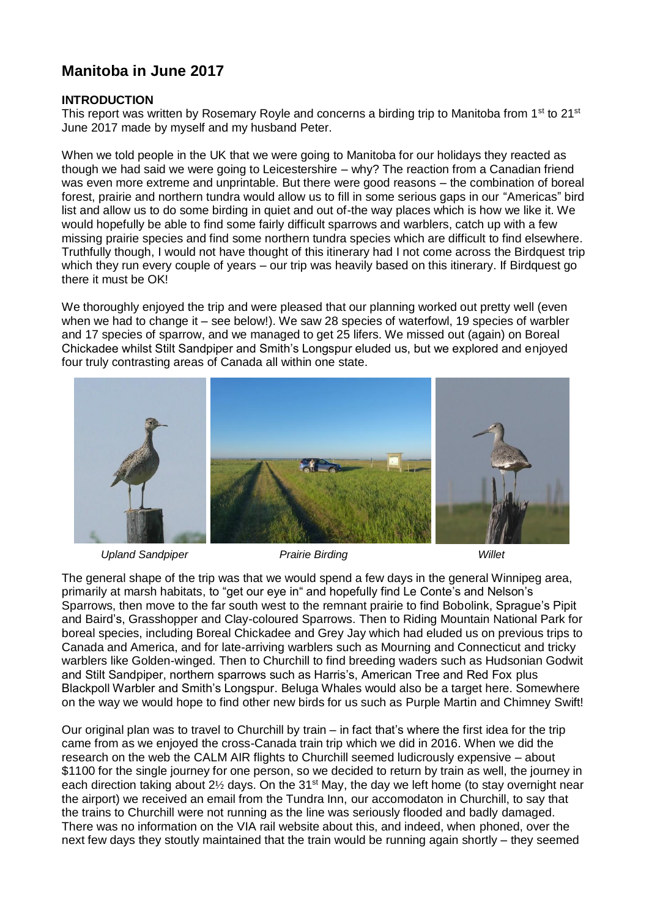# Manitoba in June 2017

**INTRODUCTION**

This report was written by Rosemary Royle and concerns a birding trip to Manitoba from 1st to 21st June 2017 made by myself and my husband Peter.

When we told people in the UK that we were going to Manitoba for our holidays they reacted as though we had said we were going to Leicestershire – why? The reaction from a Canadian friend was even more extreme and unprintable. But there were good reasons – the combination of boreal forest, prairie and northern tundra would allow us to fill in some serious gaps in our "Americas" bird list and allow us to do some birding in quiet and out of-the way places which is how we like it. We would hopefully be able to find some fairly difficult sparrows and warblers, catch up with a few missing prairie species and find some northern tundra species which are difficult to find elsewhere. Truthfully though, I would not have thought of this itinerary had I not come across the Birdquest trip which they run every couple of years – our trip was heavily based on this itinerary. If Birdquest go there it must be OK!

We thoroughly enjoyed the trip and were pleased that our planning worked out pretty well (even when we had to change it – see below!). We saw 28 species of waterfowl, 19 species of warbler and 17 species of sparrow, and we managed to get 25 lifers. We missed out (again) on Boreal Chickadee whilst Stilt Sandpiper and Smith's Longspur eluded us, but we explored and enjoyed four truly contrasting areas of Canada all within one state.

*Upland Sandpiper* *Prairie Birding* *Willet*

The general shape of the trip was that we would spend a few days in the general Winnipeg area, primarily at marsh habitats, to "get our eye in" and hopefully find Le Conte's and Nelson's Sparrows, then move to the far south west to the remnant prairie to find Bobolink, Sprague's Pipit and Baird's, Grasshopper and Clay-coloured Sparrows. Then to Riding Mountain National Park for boreal species, including Boreal Chickadee and Grey Jay which had eluded us on previous trips to Canada and America, and for late-arriving warblers such as Mourning and Connecticut and tricky warblers like Golden-winged. Then to Churchill to find breeding waders such as Hudsonian Godwit and Stilt Sandpiper, northern sparrows such as Harris's, American Tree and Red Fox plus Blackpoll Warbler and Smith's Longspur. Beluga Whales would also be a target here. Somewhere on the way we would hope to find other new birds for us such as Purple Martin and Chimney Swift!

Our original plan was to travel to Churchill by train – in fact that's where the first idea for the trip came from as we enjoyed the cross-Canada train trip which we did in 2016. When we did the research on the web the CALM AIR flights to Churchill seemed ludicrously expensive – about $1100 for the single journey for one person, so we decided to return by train as well, the journey in each direction taking about 2½ days. On the 31st May, the day we left home (to stay overnight near the airport) we received an email from the Tundra Inn, our accomodaton in Churchill, to say that the trains to Churchill were not running as the line was seriously flooded and badly damaged. There was no information on the VIA rail website about this, and indeed, when phoned, over the next few days they stoutly maintained that the train would be running again shortly – they seemed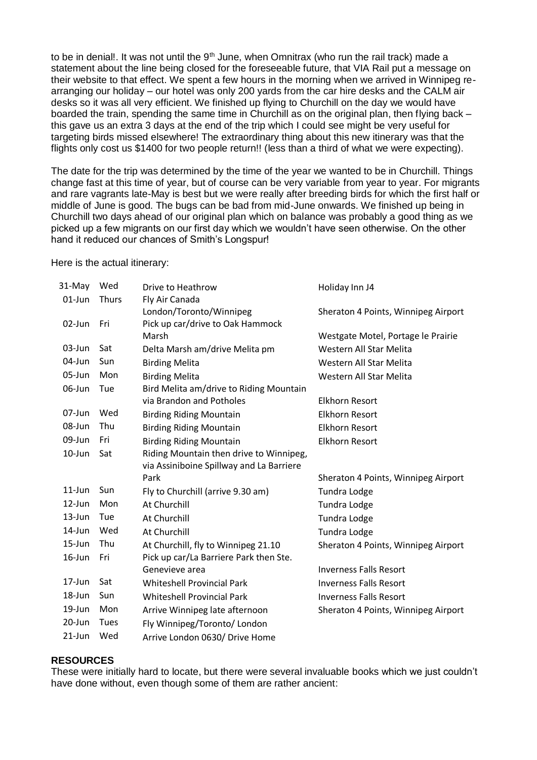to be in denial!. It was not until the 9th June, when Omnitrax (who run the rail track) made a statement about the line being closed for the foreseeable future, that VIA Rail put a message on their website to that effect. We spent a few hours in the morning when we arrived in Winnipeg re-arranging our holiday – our hotel was only 200 yards from the car hire desks and the CALM air desks so it was all very efficient. We finished up flying to Churchill on the day we would have boarded the train, spending the same time in Churchill as on the original plan, then flying back – this gave us an extra 3 days at the end of the trip which I could see might be very useful for targeting birds missed elsewhere! The extraordinary thing about this new itinerary was that the flights only cost us $1400 for two people return!! (less than a third of what we were expecting).

The date for the trip was determined by the time of the year we wanted to be in Churchill. Things change fast at this time of year, but of course can be very variable from year to year. For migrants and rare vagrants late-May is best but we were really after breeding birds for which the first half or middle of June is good. The bugs can be bad from mid-June onwards. We finished up being in Churchill two days ahead of our original plan which on balance was probably a good thing as we picked up a few migrants on our first day which we wouldn't have seen otherwise. On the other hand it reduced our chances of Smith's Longspur!

Here is the actual itinerary:

| Date | Day | Activity | Accommodation |
|---|---|---|---|
| 31-May | Wed | Drive to Heathrow | Holiday Inn J4 |
| 01-Jun | Thurs | Fly Air Canada London/Toronto/Winnipeg | Sheraton 4 Points, Winnipeg Airport |
| 02-Jun | Fri | Pick up car/drive to Oak Hammock Marsh | Westgate Motel, Portage le Prairie |
| 03-Jun | Sat | Delta Marsh am/drive Melita pm | Western All Star Melita |
| 04-Jun | Sun | Birding Melita | Western All Star Melita |
| 05-Jun | Mon | Birding Melita | Western All Star Melita |
| 06-Jun | Tue | Bird Melita am/drive to Riding Mountain via Brandon and Potholes | Elkhorn Resort |
| 07-Jun | Wed | Birding Riding Mountain | Elkhorn Resort |
| 08-Jun | Thu | Birding Riding Mountain | Elkhorn Resort |
| 09-Jun | Fri | Birding Riding Mountain | Elkhorn Resort |
| 10-Jun | Sat | Riding Mountain then drive to Winnipeg, via Assiniboine Spillway and La Barriere Park | Sheraton 4 Points, Winnipeg Airport |
| 11-Jun | Sun | Fly to Churchill (arrive 9.30 am) | Tundra Lodge |
| 12-Jun | Mon | At Churchill | Tundra Lodge |
| 13-Jun | Tue | At Churchill | Tundra Lodge |
| 14-Jun | Wed | At Churchill | Tundra Lodge |
| 15-Jun | Thu | At Churchill, fly to Winnipeg 21.10 | Sheraton 4 Points, Winnipeg Airport |
| 16-Jun | Fri | Pick up car/La Barriere Park then Ste. Genevieve area | Inverness Falls Resort |
| 17-Jun | Sat | Whiteshell Provincial Park | Inverness Falls Resort |
| 18-Jun | Sun | Whiteshell Provincial Park | Inverness Falls Resort |
| 19-Jun | Mon | Arrive Winnipeg late afternoon | Sheraton 4 Points, Winnipeg Airport |
| 20-Jun | Tues | Fly Winnipeg/Toronto/ London | |
| 21-Jun | Wed | Arrive London 0630/ Drive Home | |

## RESOURCES

These were initially hard to locate, but there were several invaluable books which we just couldn't have done without, even though some of them are rather ancient: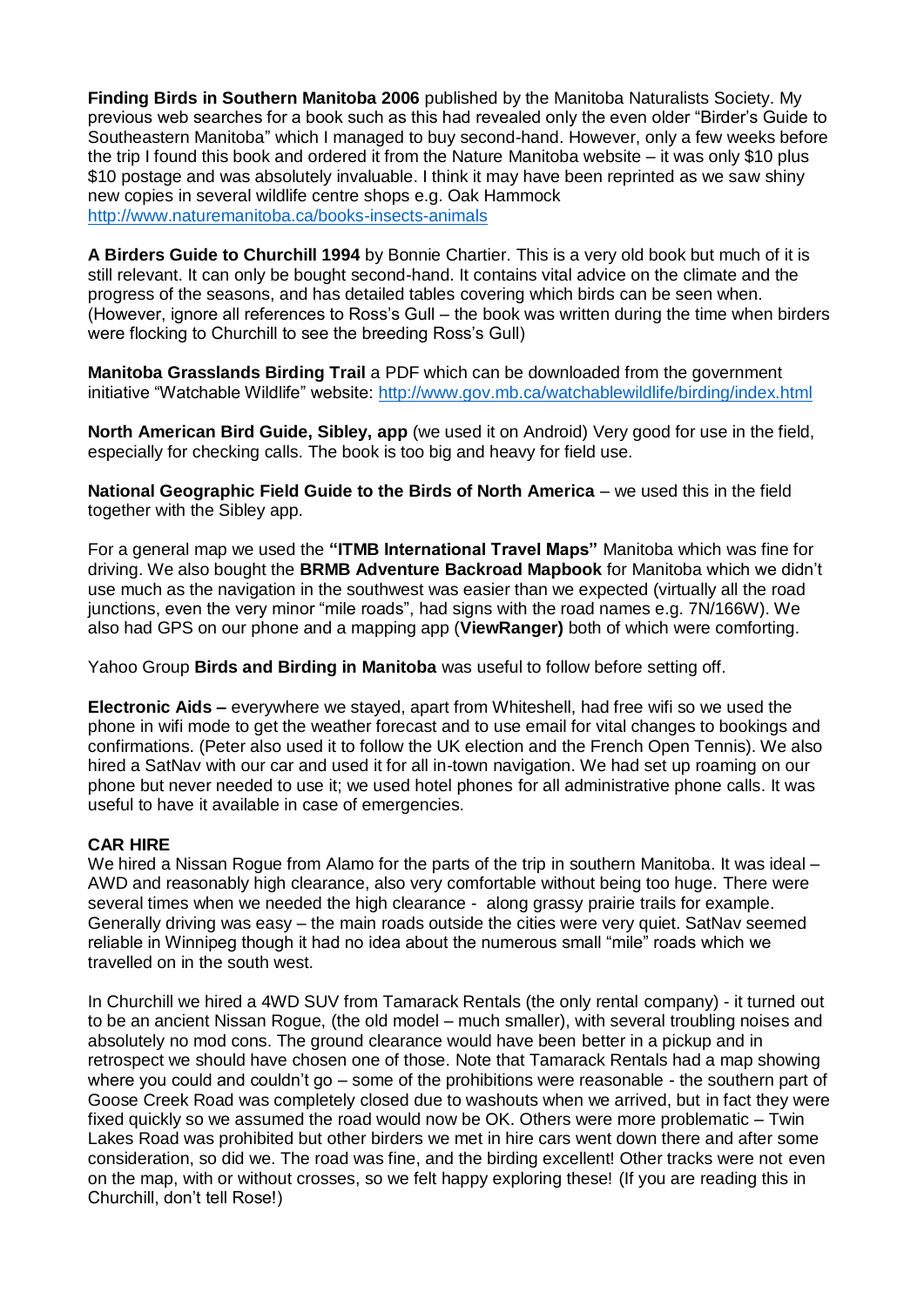**Finding Birds in Southern Manitoba 2006** published by the Manitoba Naturalists Society. My previous web searches for a book such as this had revealed only the even older "Birder's Guide to Southeastern Manitoba" which I managed to buy second-hand. However, only a few weeks before the trip I found this book and ordered it from the Nature Manitoba website – it was only $10 plus $10 postage and was absolutely invaluable. I think it may have been reprinted as we saw shiny new copies in several wildlife centre shops e.g. Oak Hammock
http://www.naturemanitoba.ca/books-insects-animals

**A Birders Guide to Churchill 1994** by Bonnie Chartier. This is a very old book but much of it is still relevant. It can only be bought second-hand. It contains vital advice on the climate and the progress of the seasons, and has detailed tables covering which birds can be seen when. (However, ignore all references to Ross's Gull – the book was written during the time when birders were flocking to Churchill to see the breeding Ross's Gull)

**Manitoba Grasslands Birding Trail** a PDF which can be downloaded from the government initiative "Watchable Wildlife" website: http://www.gov.mb.ca/watchablewildlife/birding/index.html

**North American Bird Guide, Sibley, app** (we used it on Android) Very good for use in the field, especially for checking calls. The book is too big and heavy for field use.

**National Geographic Field Guide to the Birds of North America** – we used this in the field together with the Sibley app.

For a general map we used the **"ITMB International Travel Maps"** Manitoba which was fine for driving. We also bought the **BRMB Adventure Backroad Mapbook** for Manitoba which we didn't use much as the navigation in the southwest was easier than we expected (virtually all the road junctions, even the very minor "mile roads", had signs with the road names e.g. 7N/166W). We also had GPS on our phone and a mapping app (**ViewRanger)** both of which were comforting.

Yahoo Group **Birds and Birding in Manitoba** was useful to follow before setting off.

**Electronic Aids –** everywhere we stayed, apart from Whiteshell, had free wifi so we used the phone in wifi mode to get the weather forecast and to use email for vital changes to bookings and confirmations. (Peter also used it to follow the UK election and the French Open Tennis). We also hired a SatNav with our car and used it for all in-town navigation. We had set up roaming on our phone but never needed to use it; we used hotel phones for all administrative phone calls. It was useful to have it available in case of emergencies.

**CAR HIRE**

We hired a Nissan Rogue from Alamo for the parts of the trip in southern Manitoba. It was ideal – AWD and reasonably high clearance, also very comfortable without being too huge. There were several times when we needed the high clearance - along grassy prairie trails for example. Generally driving was easy – the main roads outside the cities were very quiet. SatNav seemed reliable in Winnipeg though it had no idea about the numerous small "mile" roads which we travelled on in the south west.

In Churchill we hired a 4WD SUV from Tamarack Rentals (the only rental company) - it turned out to be an ancient Nissan Rogue, (the old model – much smaller), with several troubling noises and absolutely no mod cons. The ground clearance would have been better in a pickup and in retrospect we should have chosen one of those. Note that Tamarack Rentals had a map showing where you could and couldn't go – some of the prohibitions were reasonable - the southern part of Goose Creek Road was completely closed due to washouts when we arrived, but in fact they were fixed quickly so we assumed the road would now be OK. Others were more problematic – Twin Lakes Road was prohibited but other birders we met in hire cars went down there and after some consideration, so did we. The road was fine, and the birding excellent! Other tracks were not even on the map, with or without crosses, so we felt happy exploring these! (If you are reading this in Churchill, don't tell Rose!)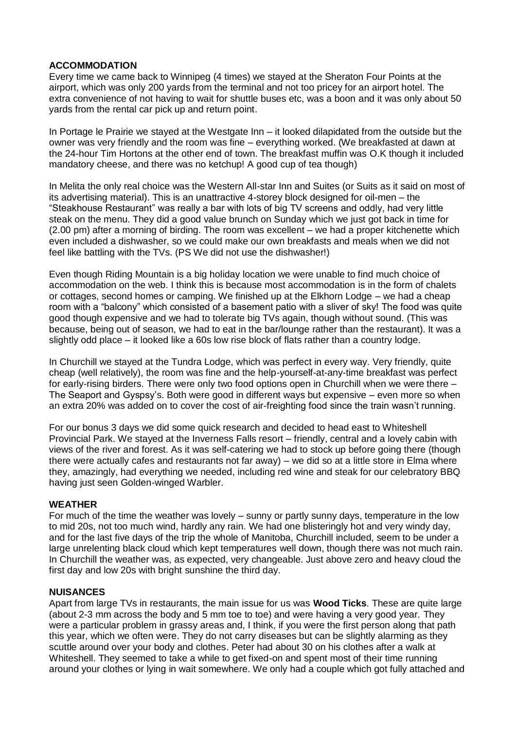## ACCOMMODATION

Every time we came back to Winnipeg (4 times) we stayed at the Sheraton Four Points at the airport, which was only 200 yards from the terminal and not too pricey for an airport hotel. The extra convenience of not having to wait for shuttle buses etc, was a boon and it was only about 50 yards from the rental car pick up and return point.

In Portage le Prairie we stayed at the Westgate Inn – it looked dilapidated from the outside but the owner was very friendly and the room was fine – everything worked. (We breakfasted at dawn at the 24-hour Tim Hortons at the other end of town. The breakfast muffin was O.K though it included mandatory cheese, and there was no ketchup! A good cup of tea though)

In Melita the only real choice was the Western All-star Inn and Suites (or Suits as it said on most of its advertising material). This is an unattractive 4-storey block designed for oil-men – the "Steakhouse Restaurant" was really a bar with lots of big TV screens and oddly, had very little steak on the menu. They did a good value brunch on Sunday which we just got back in time for (2.00 pm) after a morning of birding. The room was excellent – we had a proper kitchenette which even included a dishwasher, so we could make our own breakfasts and meals when we did not feel like battling with the TVs. (PS We did not use the dishwasher!)

Even though Riding Mountain is a big holiday location we were unable to find much choice of accommodation on the web. I think this is because most accommodation is in the form of chalets or cottages, second homes or camping. We finished up at the Elkhorn Lodge – we had a cheap room with a "balcony" which consisted of a basement patio with a sliver of sky! The food was quite good though expensive and we had to tolerate big TVs again, though without sound. (This was because, being out of season, we had to eat in the bar/lounge rather than the restaurant). It was a slightly odd place – it looked like a 60s low rise block of flats rather than a country lodge.

In Churchill we stayed at the Tundra Lodge, which was perfect in every way. Very friendly, quite cheap (well relatively), the room was fine and the help-yourself-at-any-time breakfast was perfect for early-rising birders. There were only two food options open in Churchill when we were there – The Seaport and Gyspsy's. Both were good in different ways but expensive – even more so when an extra 20% was added on to cover the cost of air-freighting food since the train wasn't running.

For our bonus 3 days we did some quick research and decided to head east to Whiteshell Provincial Park. We stayed at the Inverness Falls resort – friendly, central and a lovely cabin with views of the river and forest. As it was self-catering we had to stock up before going there (though there were actually cafes and restaurants not far away) – we did so at a little store in Elma where they, amazingly, had everything we needed, including red wine and steak for our celebratory BBQ having just seen Golden-winged Warbler.

## WEATHER

For much of the time the weather was lovely – sunny or partly sunny days, temperature in the low to mid 20s, not too much wind, hardly any rain. We had one blisteringly hot and very windy day, and for the last five days of the trip the whole of Manitoba, Churchill included, seem to be under a large unrelenting black cloud which kept temperatures well down, though there was not much rain. In Churchill the weather was, as expected, very changeable. Just above zero and heavy cloud the first day and low 20s with bright sunshine the third day.

## NUISANCES

Apart from large TVs in restaurants, the main issue for us was **Wood Ticks**. These are quite large (about 2-3 mm across the body and 5 mm toe to toe) and were having a very good year. They were a particular problem in grassy areas and, I think, if you were the first person along that path this year, which we often were. They do not carry diseases but can be slightly alarming as they scuttle around over your body and clothes. Peter had about 30 on his clothes after a walk at Whiteshell. They seemed to take a while to get fixed-on and spent most of their time running around your clothes or lying in wait somewhere. We only had a couple which got fully attached and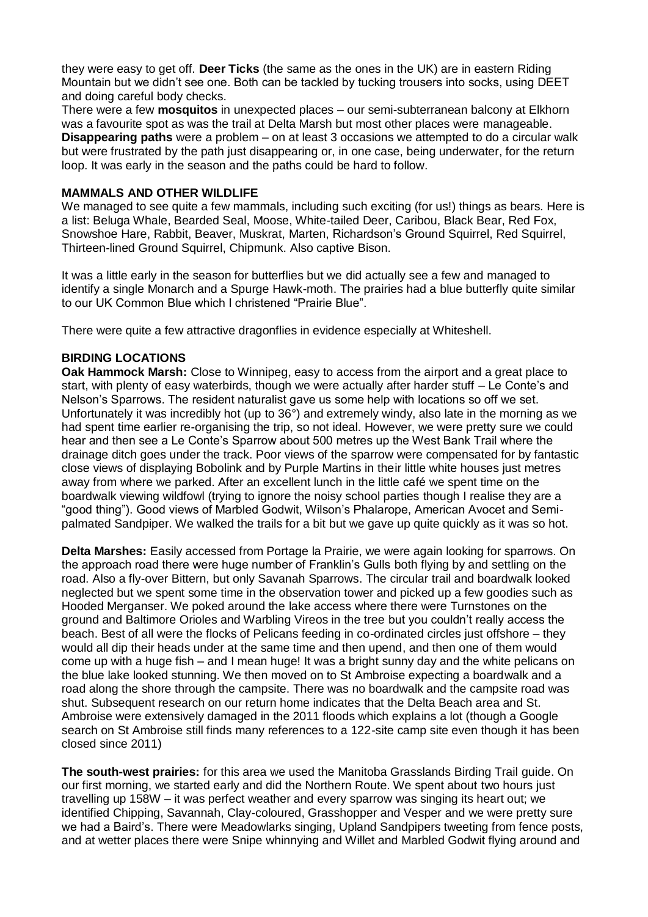they were easy to get off. **Deer Ticks** (the same as the ones in the UK) are in eastern Riding Mountain but we didn't see one. Both can be tackled by tucking trousers into socks, using DEET and doing careful body checks.

There were a few **mosquitos** in unexpected places – our semi-subterranean balcony at Elkhorn was a favourite spot as was the trail at Delta Marsh but most other places were manageable.

**Disappearing paths** were a problem – on at least 3 occasions we attempted to do a circular walk but were frustrated by the path just disappearing or, in one case, being underwater, for the return loop. It was early in the season and the paths could be hard to follow.

## MAMMALS AND OTHER WILDLIFE

We managed to see quite a few mammals, including such exciting (for us!) things as bears. Here is a list: Beluga Whale, Bearded Seal, Moose, White-tailed Deer, Caribou, Black Bear, Red Fox, Snowshoe Hare, Rabbit, Beaver, Muskrat, Marten, Richardson's Ground Squirrel, Red Squirrel, Thirteen-lined Ground Squirrel, Chipmunk. Also captive Bison.

It was a little early in the season for butterflies but we did actually see a few and managed to identify a single Monarch and a Spurge Hawk-moth. The prairies had a blue butterfly quite similar to our UK Common Blue which I christened "Prairie Blue".

There were quite a few attractive dragonflies in evidence especially at Whiteshell.

## BIRDING LOCATIONS

**Oak Hammock Marsh:** Close to Winnipeg, easy to access from the airport and a great place to start, with plenty of easy waterbirds, though we were actually after harder stuff – Le Conte's and Nelson's Sparrows. The resident naturalist gave us some help with locations so off we set. Unfortunately it was incredibly hot (up to 36°) and extremely windy, also late in the morning as we had spent time earlier re-organising the trip, so not ideal. However, we were pretty sure we could hear and then see a Le Conte's Sparrow about 500 metres up the West Bank Trail where the drainage ditch goes under the track. Poor views of the sparrow were compensated for by fantastic close views of displaying Bobolink and by Purple Martins in their little white houses just metres away from where we parked. After an excellent lunch in the little café we spent time on the boardwalk viewing wildfowl (trying to ignore the noisy school parties though I realise they are a "good thing"). Good views of Marbled Godwit, Wilson's Phalarope, American Avocet and Semi-palmated Sandpiper. We walked the trails for a bit but we gave up quite quickly as it was so hot.

**Delta Marshes:** Easily accessed from Portage la Prairie, we were again looking for sparrows. On the approach road there were huge number of Franklin's Gulls both flying by and settling on the road. Also a fly-over Bittern, but only Savanah Sparrows. The circular trail and boardwalk looked neglected but we spent some time in the observation tower and picked up a few goodies such as Hooded Merganser. We poked around the lake access where there were Turnstones on the ground and Baltimore Orioles and Warbling Vireos in the tree but you couldn't really access the beach. Best of all were the flocks of Pelicans feeding in co-ordinated circles just offshore – they would all dip their heads under at the same time and then upend, and then one of them would come up with a huge fish – and I mean huge! It was a bright sunny day and the white pelicans on the blue lake looked stunning. We then moved on to St Ambroise expecting a boardwalk and a road along the shore through the campsite. There was no boardwalk and the campsite road was shut. Subsequent research on our return home indicates that the Delta Beach area and St. Ambroise were extensively damaged in the 2011 floods which explains a lot (though a Google search on St Ambroise still finds many references to a 122-site camp site even though it has been closed since 2011)

**The south-west prairies:** for this area we used the Manitoba Grasslands Birding Trail guide. On our first morning, we started early and did the Northern Route. We spent about two hours just travelling up 158W – it was perfect weather and every sparrow was singing its heart out; we identified Chipping, Savannah, Clay-coloured, Grasshopper and Vesper and we were pretty sure we had a Baird's. There were Meadowlarks singing, Upland Sandpipers tweeting from fence posts, and at wetter places there were Snipe whinnying and Willet and Marbled Godwit flying around and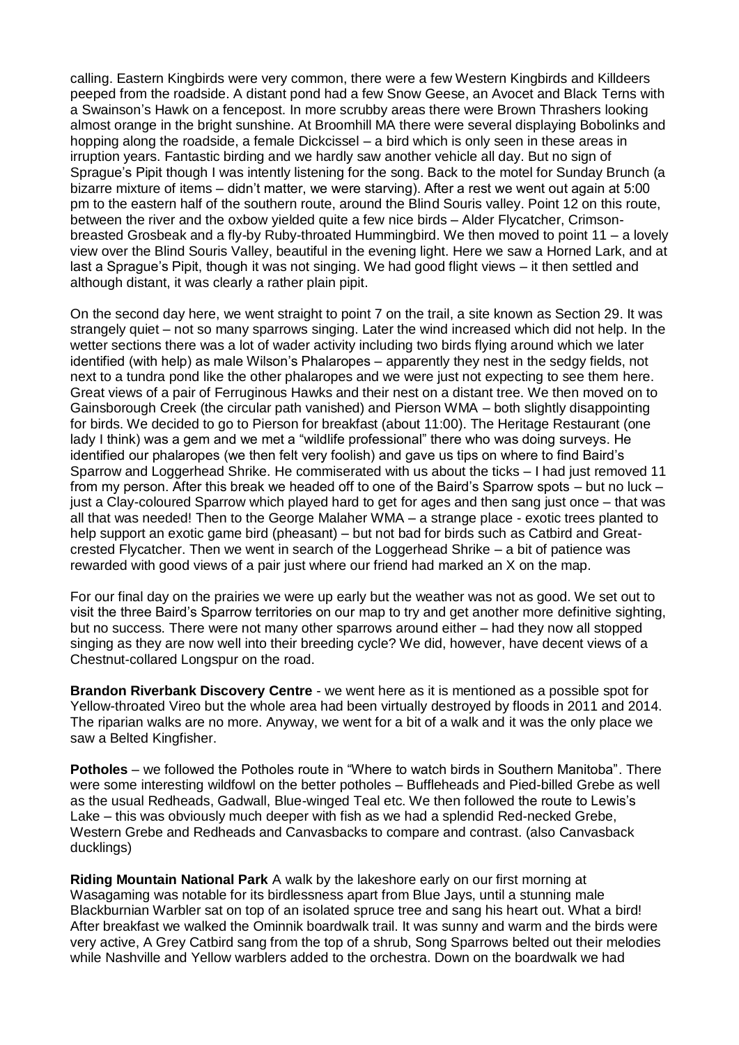calling. Eastern Kingbirds were very common, there were a few Western Kingbirds and Killdeers peeped from the roadside. A distant pond had a few Snow Geese, an Avocet and Black Terns with a Swainson's Hawk on a fencepost. In more scrubby areas there were Brown Thrashers looking almost orange in the bright sunshine. At Broomhill MA there were several displaying Bobolinks and hopping along the roadside, a female Dickcissel – a bird which is only seen in these areas in irruption years. Fantastic birding and we hardly saw another vehicle all day. But no sign of Sprague's Pipit though I was intently listening for the song. Back to the motel for Sunday Brunch (a bizarre mixture of items – didn't matter, we were starving). After a rest we went out again at 5:00 pm to the eastern half of the southern route, around the Blind Souris valley. Point 12 on this route, between the river and the oxbow yielded quite a few nice birds – Alder Flycatcher, Crimson-breasted Grosbeak and a fly-by Ruby-throated Hummingbird. We then moved to point 11 – a lovely view over the Blind Souris Valley, beautiful in the evening light. Here we saw a Horned Lark, and at last a Sprague's Pipit, though it was not singing. We had good flight views – it then settled and although distant, it was clearly a rather plain pipit.

On the second day here, we went straight to point 7 on the trail, a site known as Section 29. It was strangely quiet – not so many sparrows singing. Later the wind increased which did not help. In the wetter sections there was a lot of wader activity including two birds flying around which we later identified (with help) as male Wilson's Phalaropes – apparently they nest in the sedgy fields, not next to a tundra pond like the other phalaropes and we were just not expecting to see them here. Great views of a pair of Ferruginous Hawks and their nest on a distant tree. We then moved on to Gainsborough Creek (the circular path vanished) and Pierson WMA – both slightly disappointing for birds. We decided to go to Pierson for breakfast (about 11:00). The Heritage Restaurant (one lady I think) was a gem and we met a "wildlife professional" there who was doing surveys. He identified our phalaropes (we then felt very foolish) and gave us tips on where to find Baird's Sparrow and Loggerhead Shrike. He commiserated with us about the ticks – I had just removed 11 from my person. After this break we headed off to one of the Baird's Sparrow spots – but no luck – just a Clay-coloured Sparrow which played hard to get for ages and then sang just once – that was all that was needed! Then to the George Malaher WMA – a strange place - exotic trees planted to help support an exotic game bird (pheasant) – but not bad for birds such as Catbird and Great-crested Flycatcher. Then we went in search of the Loggerhead Shrike – a bit of patience was rewarded with good views of a pair just where our friend had marked an X on the map.

For our final day on the prairies we were up early but the weather was not as good. We set out to visit the three Baird's Sparrow territories on our map to try and get another more definitive sighting, but no success. There were not many other sparrows around either – had they now all stopped singing as they are now well into their breeding cycle? We did, however, have decent views of a Chestnut-collared Longspur on the road.

**Brandon Riverbank Discovery Centre** - we went here as it is mentioned as a possible spot for Yellow-throated Vireo but the whole area had been virtually destroyed by floods in 2011 and 2014. The riparian walks are no more. Anyway, we went for a bit of a walk and it was the only place we saw a Belted Kingfisher.

**Potholes** – we followed the Potholes route in "Where to watch birds in Southern Manitoba". There were some interesting wildfowl on the better potholes – Buffleheads and Pied-billed Grebe as well as the usual Redheads, Gadwall, Blue-winged Teal etc. We then followed the route to Lewis's Lake – this was obviously much deeper with fish as we had a splendid Red-necked Grebe, Western Grebe and Redheads and Canvasbacks to compare and contrast. (also Canvasback ducklings)

**Riding Mountain National Park** A walk by the lakeshore early on our first morning at Wasagaming was notable for its birdlessness apart from Blue Jays, until a stunning male Blackburnian Warbler sat on top of an isolated spruce tree and sang his heart out. What a bird! After breakfast we walked the Ominnik boardwalk trail. It was sunny and warm and the birds were very active, A Grey Catbird sang from the top of a shrub, Song Sparrows belted out their melodies while Nashville and Yellow warblers added to the orchestra. Down on the boardwalk we had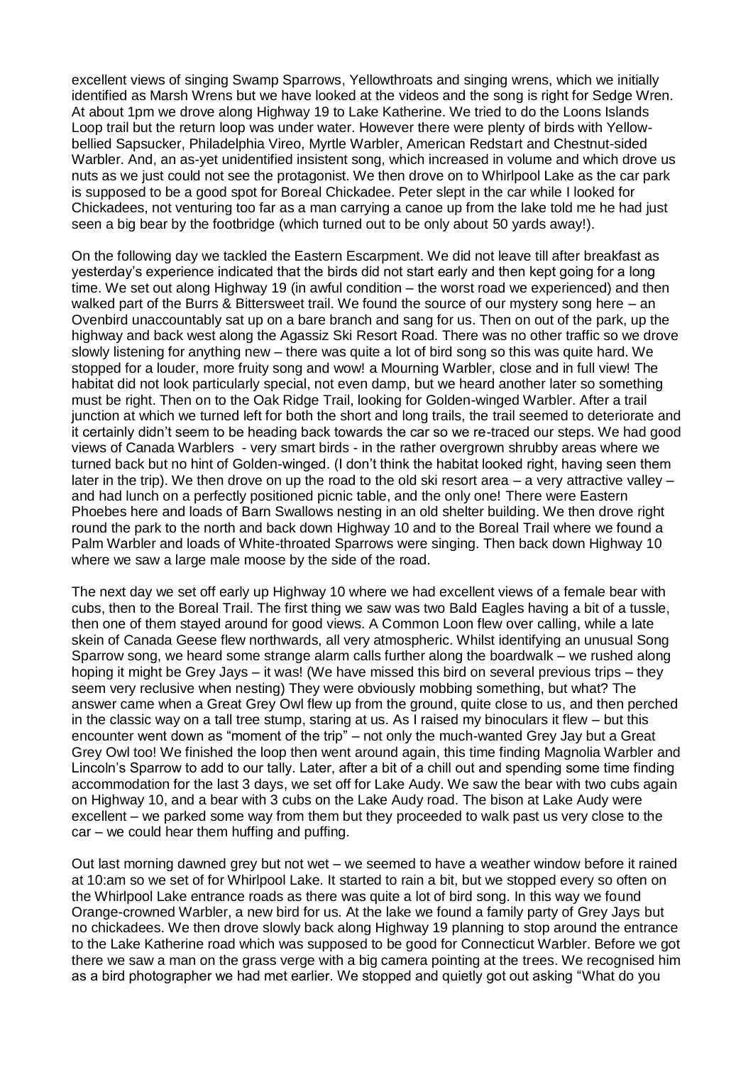excellent views of singing Swamp Sparrows, Yellowthroats and singing wrens, which we initially identified as Marsh Wrens but we have looked at the videos and the song is right for Sedge Wren. At about 1pm we drove along Highway 19 to Lake Katherine. We tried to do the Loons Islands Loop trail but the return loop was under water. However there were plenty of birds with Yellow-bellied Sapsucker, Philadelphia Vireo, Myrtle Warbler, American Redstart and Chestnut-sided Warbler. And, an as-yet unidentified insistent song, which increased in volume and which drove us nuts as we just could not see the protagonist. We then drove on to Whirlpool Lake as the car park is supposed to be a good spot for Boreal Chickadee. Peter slept in the car while I looked for Chickadees, not venturing too far as a man carrying a canoe up from the lake told me he had just seen a big bear by the footbridge (which turned out to be only about 50 yards away!).

On the following day we tackled the Eastern Escarpment. We did not leave till after breakfast as yesterday's experience indicated that the birds did not start early and then kept going for a long time. We set out along Highway 19 (in awful condition – the worst road we experienced) and then walked part of the Burrs & Bittersweet trail. We found the source of our mystery song here – an Ovenbird unaccountably sat up on a bare branch and sang for us. Then on out of the park, up the highway and back west along the Agassiz Ski Resort Road. There was no other traffic so we drove slowly listening for anything new – there was quite a lot of bird song so this was quite hard. We stopped for a louder, more fruity song and wow! a Mourning Warbler, close and in full view! The habitat did not look particularly special, not even damp, but we heard another later so something must be right. Then on to the Oak Ridge Trail, looking for Golden-winged Warbler. After a trail junction at which we turned left for both the short and long trails, the trail seemed to deteriorate and it certainly didn't seem to be heading back towards the car so we re-traced our steps. We had good views of Canada Warblers - very smart birds - in the rather overgrown shrubby areas where we turned back but no hint of Golden-winged. (I don't think the habitat looked right, having seen them later in the trip). We then drove on up the road to the old ski resort area – a very attractive valley – and had lunch on a perfectly positioned picnic table, and the only one! There were Eastern Phoebes here and loads of Barn Swallows nesting in an old shelter building. We then drove right round the park to the north and back down Highway 10 and to the Boreal Trail where we found a Palm Warbler and loads of White-throated Sparrows were singing. Then back down Highway 10 where we saw a large male moose by the side of the road.

The next day we set off early up Highway 10 where we had excellent views of a female bear with cubs, then to the Boreal Trail. The first thing we saw was two Bald Eagles having a bit of a tussle, then one of them stayed around for good views. A Common Loon flew over calling, while a late skein of Canada Geese flew northwards, all very atmospheric. Whilst identifying an unusual Song Sparrow song, we heard some strange alarm calls further along the boardwalk – we rushed along hoping it might be Grey Jays – it was! (We have missed this bird on several previous trips – they seem very reclusive when nesting) They were obviously mobbing something, but what? The answer came when a Great Grey Owl flew up from the ground, quite close to us, and then perched in the classic way on a tall tree stump, staring at us. As I raised my binoculars it flew – but this encounter went down as "moment of the trip" – not only the much-wanted Grey Jay but a Great Grey Owl too! We finished the loop then went around again, this time finding Magnolia Warbler and Lincoln's Sparrow to add to our tally. Later, after a bit of a chill out and spending some time finding accommodation for the last 3 days, we set off for Lake Audy. We saw the bear with two cubs again on Highway 10, and a bear with 3 cubs on the Lake Audy road. The bison at Lake Audy were excellent – we parked some way from them but they proceeded to walk past us very close to the car – we could hear them huffing and puffing.

Out last morning dawned grey but not wet – we seemed to have a weather window before it rained at 10:am so we set of for Whirlpool Lake. It started to rain a bit, but we stopped every so often on the Whirlpool Lake entrance roads as there was quite a lot of bird song. In this way we found Orange-crowned Warbler, a new bird for us. At the lake we found a family party of Grey Jays but no chickadees. We then drove slowly back along Highway 19 planning to stop around the entrance to the Lake Katherine road which was supposed to be good for Connecticut Warbler. Before we got there we saw a man on the grass verge with a big camera pointing at the trees. We recognised him as a bird photographer we had met earlier. We stopped and quietly got out asking "What do you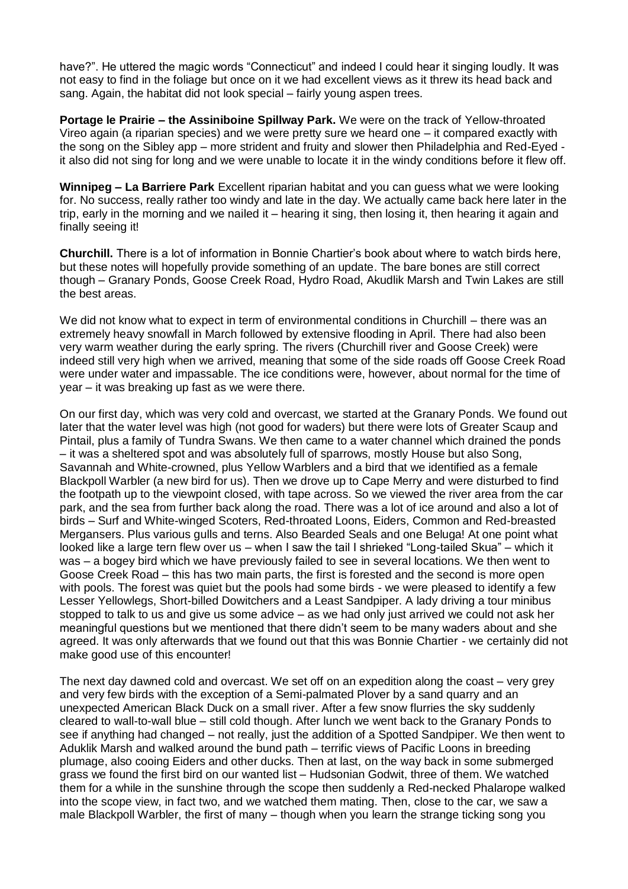have?". He uttered the magic words "Connecticut" and indeed I could hear it singing loudly. It was not easy to find in the foliage but once on it we had excellent views as it threw its head back and sang. Again, the habitat did not look special – fairly young aspen trees.

**Portage le Prairie – the Assiniboine Spillway Park.** We were on the track of Yellow-throated Vireo again (a riparian species) and we were pretty sure we heard one – it compared exactly with the song on the Sibley app – more strident and fruity and slower then Philadelphia and Red-Eyed - it also did not sing for long and we were unable to locate it in the windy conditions before it flew off.

**Winnipeg – La Barriere Park** Excellent riparian habitat and you can guess what we were looking for. No success, really rather too windy and late in the day. We actually came back here later in the trip, early in the morning and we nailed it – hearing it sing, then losing it, then hearing it again and finally seeing it!

**Churchill.** There is a lot of information in Bonnie Chartier's book about where to watch birds here, but these notes will hopefully provide something of an update. The bare bones are still correct though – Granary Ponds, Goose Creek Road, Hydro Road, Akudlik Marsh and Twin Lakes are still the best areas.

We did not know what to expect in term of environmental conditions in Churchill – there was an extremely heavy snowfall in March followed by extensive flooding in April. There had also been very warm weather during the early spring. The rivers (Churchill river and Goose Creek) were indeed still very high when we arrived, meaning that some of the side roads off Goose Creek Road were under water and impassable. The ice conditions were, however, about normal for the time of year – it was breaking up fast as we were there.

On our first day, which was very cold and overcast, we started at the Granary Ponds. We found out later that the water level was high (not good for waders) but there were lots of Greater Scaup and Pintail, plus a family of Tundra Swans. We then came to a water channel which drained the ponds – it was a sheltered spot and was absolutely full of sparrows, mostly House but also Song, Savannah and White-crowned, plus Yellow Warblers and a bird that we identified as a female Blackpoll Warbler (a new bird for us). Then we drove up to Cape Merry and were disturbed to find the footpath up to the viewpoint closed, with tape across. So we viewed the river area from the car park, and the sea from further back along the road. There was a lot of ice around and also a lot of birds – Surf and White-winged Scoters, Red-throated Loons, Eiders, Common and Red-breasted Mergansers. Plus various gulls and terns. Also Bearded Seals and one Beluga! At one point what looked like a large tern flew over us – when I saw the tail I shrieked "Long-tailed Skua" – which it was – a bogey bird which we have previously failed to see in several locations. We then went to Goose Creek Road – this has two main parts, the first is forested and the second is more open with pools. The forest was quiet but the pools had some birds - we were pleased to identify a few Lesser Yellowlegs, Short-billed Dowitchers and a Least Sandpiper. A lady driving a tour minibus stopped to talk to us and give us some advice – as we had only just arrived we could not ask her meaningful questions but we mentioned that there didn't seem to be many waders about and she agreed. It was only afterwards that we found out that this was Bonnie Chartier - we certainly did not make good use of this encounter!

The next day dawned cold and overcast. We set off on an expedition along the coast – very grey and very few birds with the exception of a Semi-palmated Plover by a sand quarry and an unexpected American Black Duck on a small river. After a few snow flurries the sky suddenly cleared to wall-to-wall blue – still cold though. After lunch we went back to the Granary Ponds to see if anything had changed – not really, just the addition of a Spotted Sandpiper. We then went to Aduklik Marsh and walked around the bund path – terrific views of Pacific Loons in breeding plumage, also cooing Eiders and other ducks. Then at last, on the way back in some submerged grass we found the first bird on our wanted list – Hudsonian Godwit, three of them. We watched them for a while in the sunshine through the scope then suddenly a Red-necked Phalarope walked into the scope view, in fact two, and we watched them mating. Then, close to the car, we saw a male Blackpoll Warbler, the first of many – though when you learn the strange ticking song you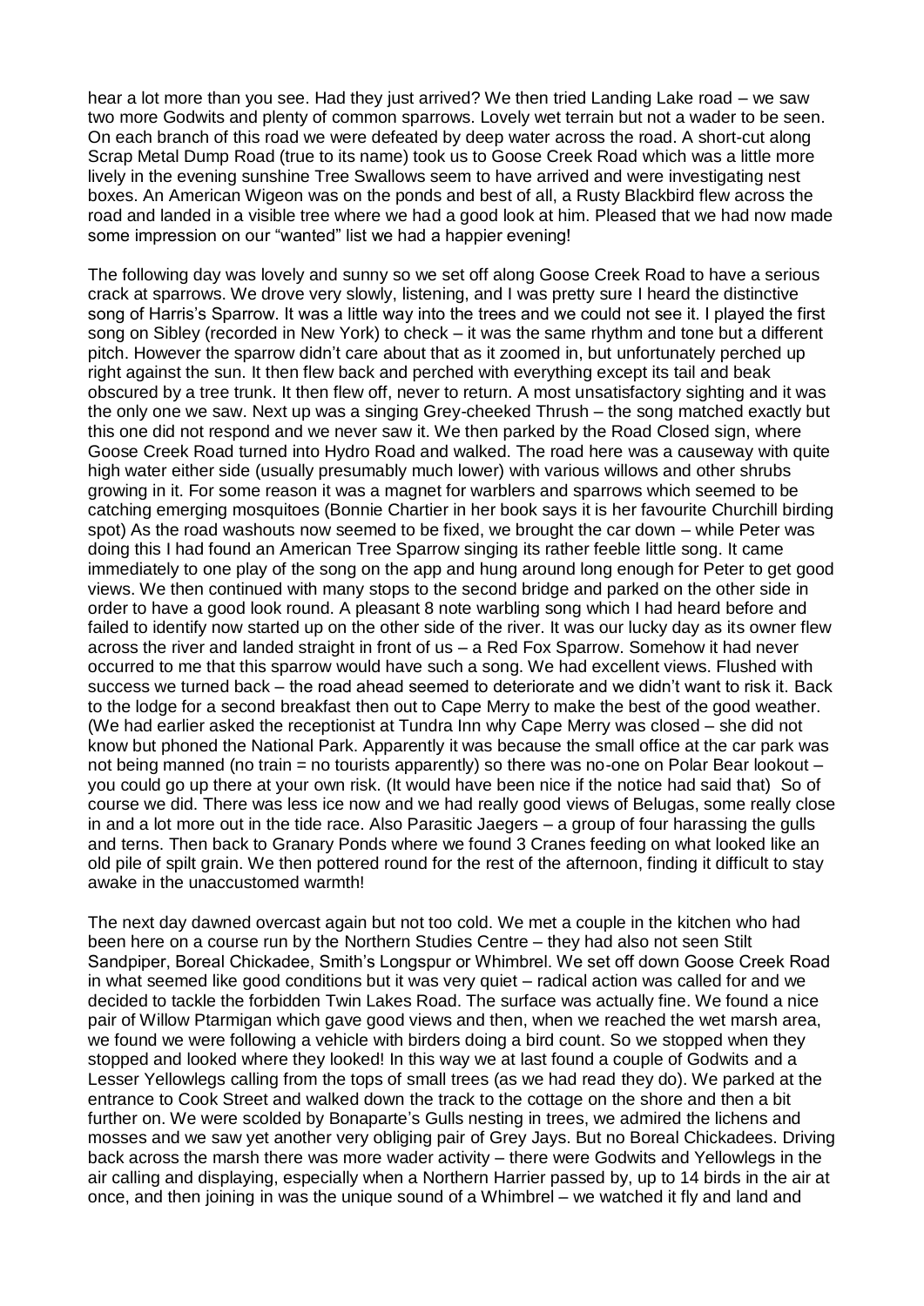hear a lot more than you see. Had they just arrived? We then tried Landing Lake road – we saw two more Godwits and plenty of common sparrows. Lovely wet terrain but not a wader to be seen. On each branch of this road we were defeated by deep water across the road. A short-cut along Scrap Metal Dump Road (true to its name) took us to Goose Creek Road which was a little more lively in the evening sunshine Tree Swallows seem to have arrived and were investigating nest boxes. An American Wigeon was on the ponds and best of all, a Rusty Blackbird flew across the road and landed in a visible tree where we had a good look at him. Pleased that we had now made some impression on our "wanted" list we had a happier evening!

The following day was lovely and sunny so we set off along Goose Creek Road to have a serious crack at sparrows. We drove very slowly, listening, and I was pretty sure I heard the distinctive song of Harris's Sparrow. It was a little way into the trees and we could not see it. I played the first song on Sibley (recorded in New York) to check – it was the same rhythm and tone but a different pitch. However the sparrow didn't care about that as it zoomed in, but unfortunately perched up right against the sun. It then flew back and perched with everything except its tail and beak obscured by a tree trunk. It then flew off, never to return. A most unsatisfactory sighting and it was the only one we saw. Next up was a singing Grey-cheeked Thrush – the song matched exactly but this one did not respond and we never saw it. We then parked by the Road Closed sign, where Goose Creek Road turned into Hydro Road and walked. The road here was a causeway with quite high water either side (usually presumably much lower) with various willows and other shrubs growing in it. For some reason it was a magnet for warblers and sparrows which seemed to be catching emerging mosquitoes (Bonnie Chartier in her book says it is her favourite Churchill birding spot) As the road washouts now seemed to be fixed, we brought the car down – while Peter was doing this I had found an American Tree Sparrow singing its rather feeble little song. It came immediately to one play of the song on the app and hung around long enough for Peter to get good views. We then continued with many stops to the second bridge and parked on the other side in order to have a good look round. A pleasant 8 note warbling song which I had heard before and failed to identify now started up on the other side of the river. It was our lucky day as its owner flew across the river and landed straight in front of us – a Red Fox Sparrow. Somehow it had never occurred to me that this sparrow would have such a song. We had excellent views. Flushed with success we turned back – the road ahead seemed to deteriorate and we didn't want to risk it. Back to the lodge for a second breakfast then out to Cape Merry to make the best of the good weather. (We had earlier asked the receptionist at Tundra Inn why Cape Merry was closed – she did not know but phoned the National Park. Apparently it was because the small office at the car park was not being manned (no train = no tourists apparently) so there was no-one on Polar Bear lookout – you could go up there at your own risk. (It would have been nice if the notice had said that) So of course we did. There was less ice now and we had really good views of Belugas, some really close in and a lot more out in the tide race. Also Parasitic Jaegers – a group of four harassing the gulls and terns. Then back to Granary Ponds where we found 3 Cranes feeding on what looked like an old pile of spilt grain. We then pottered round for the rest of the afternoon, finding it difficult to stay awake in the unaccustomed warmth!

The next day dawned overcast again but not too cold. We met a couple in the kitchen who had been here on a course run by the Northern Studies Centre – they had also not seen Stilt Sandpiper, Boreal Chickadee, Smith's Longspur or Whimbrel. We set off down Goose Creek Road in what seemed like good conditions but it was very quiet – radical action was called for and we decided to tackle the forbidden Twin Lakes Road. The surface was actually fine. We found a nice pair of Willow Ptarmigan which gave good views and then, when we reached the wet marsh area, we found we were following a vehicle with birders doing a bird count. So we stopped when they stopped and looked where they looked! In this way we at last found a couple of Godwits and a Lesser Yellowlegs calling from the tops of small trees (as we had read they do). We parked at the entrance to Cook Street and walked down the track to the cottage on the shore and then a bit further on. We were scolded by Bonaparte's Gulls nesting in trees, we admired the lichens and mosses and we saw yet another very obliging pair of Grey Jays. But no Boreal Chickadees. Driving back across the marsh there was more wader activity – there were Godwits and Yellowlegs in the air calling and displaying, especially when a Northern Harrier passed by, up to 14 birds in the air at once, and then joining in was the unique sound of a Whimbrel – we watched it fly and land and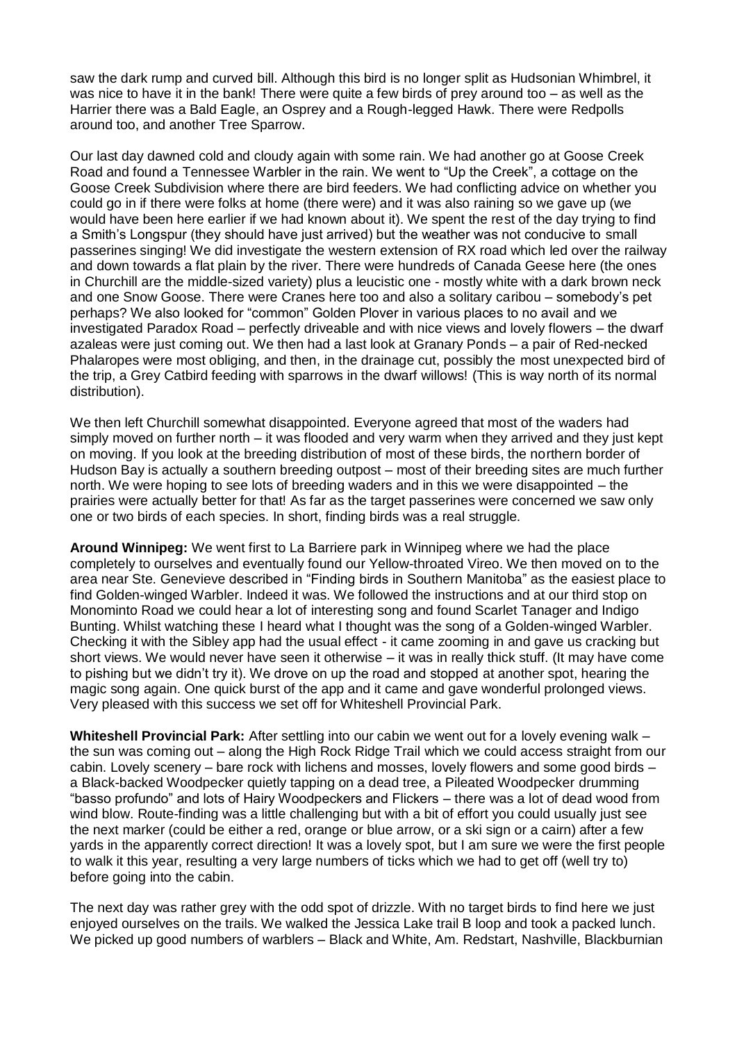saw the dark rump and curved bill. Although this bird is no longer split as Hudsonian Whimbrel, it was nice to have it in the bank! There were quite a few birds of prey around too – as well as the Harrier there was a Bald Eagle, an Osprey and a Rough-legged Hawk. There were Redpolls around too, and another Tree Sparrow.

Our last day dawned cold and cloudy again with some rain. We had another go at Goose Creek Road and found a Tennessee Warbler in the rain. We went to "Up the Creek", a cottage on the Goose Creek Subdivision where there are bird feeders. We had conflicting advice on whether you could go in if there were folks at home (there were) and it was also raining so we gave up (we would have been here earlier if we had known about it). We spent the rest of the day trying to find a Smith's Longspur (they should have just arrived) but the weather was not conducive to small passerines singing! We did investigate the western extension of RX road which led over the railway and down towards a flat plain by the river. There were hundreds of Canada Geese here (the ones in Churchill are the middle-sized variety) plus a leucistic one - mostly white with a dark brown neck and one Snow Goose. There were Cranes here too and also a solitary caribou – somebody's pet perhaps? We also looked for "common" Golden Plover in various places to no avail and we investigated Paradox Road – perfectly driveable and with nice views and lovely flowers – the dwarf azaleas were just coming out. We then had a last look at Granary Ponds – a pair of Red-necked Phalaropes were most obliging, and then, in the drainage cut, possibly the most unexpected bird of the trip, a Grey Catbird feeding with sparrows in the dwarf willows! (This is way north of its normal distribution).

We then left Churchill somewhat disappointed. Everyone agreed that most of the waders had simply moved on further north – it was flooded and very warm when they arrived and they just kept on moving. If you look at the breeding distribution of most of these birds, the northern border of Hudson Bay is actually a southern breeding outpost – most of their breeding sites are much further north. We were hoping to see lots of breeding waders and in this we were disappointed – the prairies were actually better for that! As far as the target passerines were concerned we saw only one or two birds of each species. In short, finding birds was a real struggle.

**Around Winnipeg:** We went first to La Barriere park in Winnipeg where we had the place completely to ourselves and eventually found our Yellow-throated Vireo. We then moved on to the area near Ste. Genevieve described in "Finding birds in Southern Manitoba" as the easiest place to find Golden-winged Warbler. Indeed it was. We followed the instructions and at our third stop on Monominto Road we could hear a lot of interesting song and found Scarlet Tanager and Indigo Bunting. Whilst watching these I heard what I thought was the song of a Golden-winged Warbler. Checking it with the Sibley app had the usual effect - it came zooming in and gave us cracking but short views. We would never have seen it otherwise – it was in really thick stuff. (It may have come to pishing but we didn't try it). We drove on up the road and stopped at another spot, hearing the magic song again. One quick burst of the app and it came and gave wonderful prolonged views. Very pleased with this success we set off for Whiteshell Provincial Park.

**Whiteshell Provincial Park:** After settling into our cabin we went out for a lovely evening walk – the sun was coming out – along the High Rock Ridge Trail which we could access straight from our cabin. Lovely scenery – bare rock with lichens and mosses, lovely flowers and some good birds – a Black-backed Woodpecker quietly tapping on a dead tree, a Pileated Woodpecker drumming "basso profundo" and lots of Hairy Woodpeckers and Flickers – there was a lot of dead wood from wind blow. Route-finding was a little challenging but with a bit of effort you could usually just see the next marker (could be either a red, orange or blue arrow, or a ski sign or a cairn) after a few yards in the apparently correct direction! It was a lovely spot, but I am sure we were the first people to walk it this year, resulting a very large numbers of ticks which we had to get off (well try to) before going into the cabin.

The next day was rather grey with the odd spot of drizzle. With no target birds to find here we just enjoyed ourselves on the trails. We walked the Jessica Lake trail B loop and took a packed lunch. We picked up good numbers of warblers – Black and White, Am. Redstart, Nashville, Blackburnian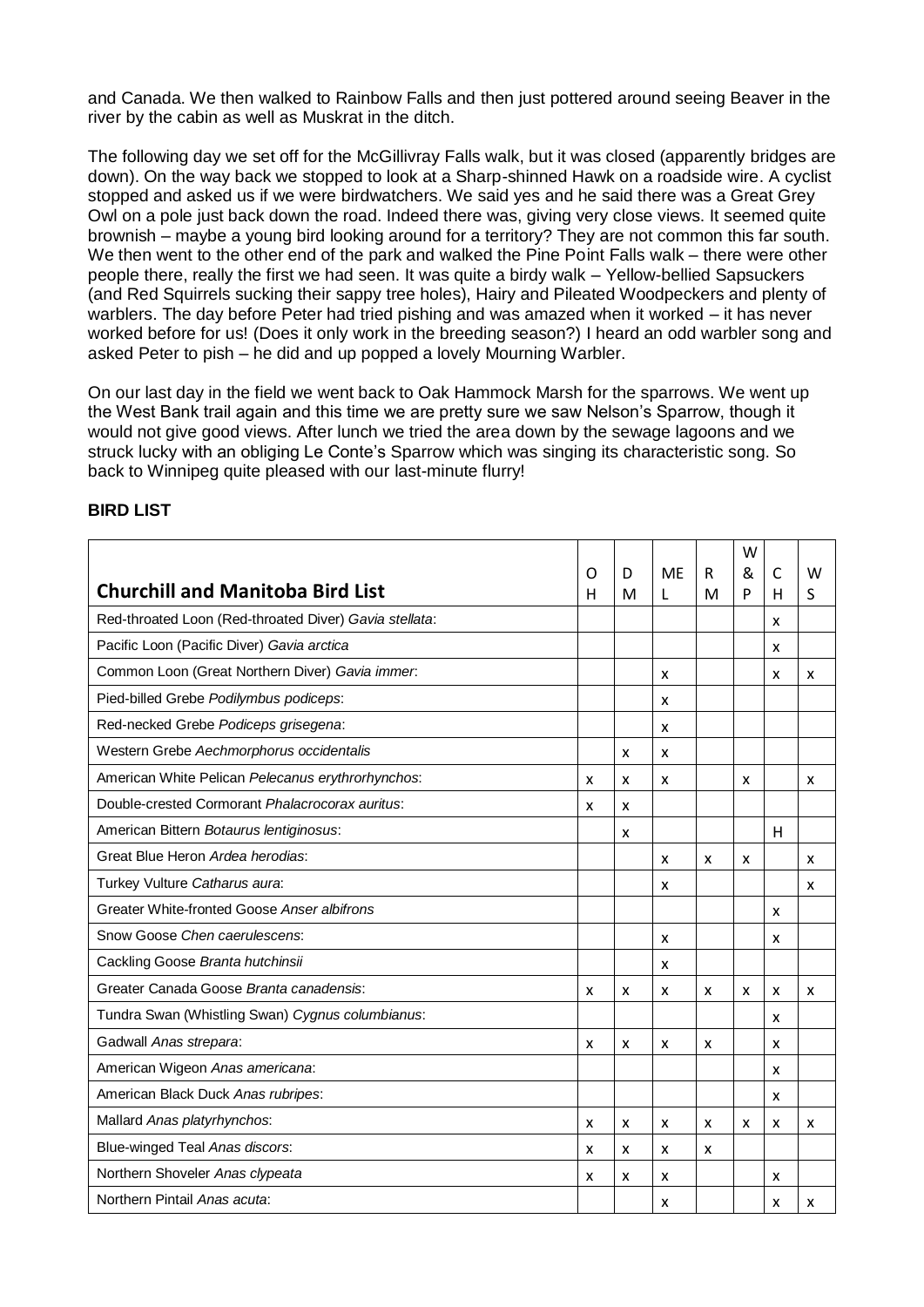and Canada. We then walked to Rainbow Falls and then just pottered around seeing Beaver in the river by the cabin as well as Muskrat in the ditch.

The following day we set off for the McGillivray Falls walk, but it was closed (apparently bridges are down). On the way back we stopped to look at a Sharp-shinned Hawk on a roadside wire. A cyclist stopped and asked us if we were birdwatchers. We said yes and he said there was a Great Grey Owl on a pole just back down the road. Indeed there was, giving very close views. It seemed quite brownish – maybe a young bird looking around for a territory? They are not common this far south. We then went to the other end of the park and walked the Pine Point Falls walk – there were other people there, really the first we had seen. It was quite a birdy walk – Yellow-bellied Sapsuckers (and Red Squirrels sucking their sappy tree holes), Hairy and Pileated Woodpeckers and plenty of warblers. The day before Peter had tried pishing and was amazed when it worked – it has never worked before for us! (Does it only work in the breeding season?) I heard an odd warbler song and asked Peter to pish – he did and up popped a lovely Mourning Warbler.

On our last day in the field we went back to Oak Hammock Marsh for the sparrows. We went up the West Bank trail again and this time we are pretty sure we saw Nelson's Sparrow, though it would not give good views. After lunch we tried the area down by the sewage lagoons and we struck lucky with an obliging Le Conte's Sparrow which was singing its characteristic song. So back to Winnipeg quite pleased with our last-minute flurry!

**BIRD LIST**

| **Churchill and Manitoba Bird List** | OH | DM | MEL | RM | W&P | CH | WS |
|---|---|---|---|---|---|---|---|
| Red-throated Loon (Red-throated Diver) *Gavia stellata*: | | | | | | x | |
| Pacific Loon (Pacific Diver) *Gavia arctica* | | | | | | x | |
| Common Loon (Great Northern Diver) *Gavia immer*: | | | x | | | x | x |
| Pied-billed Grebe *Podilymbus podiceps*: | | | x | | | | |
| Red-necked Grebe *Podiceps grisegena*: | | | x | | | | |
| Western Grebe *Aechmorphorus occidentalis* | | x | x | | | | |
| American White Pelican *Pelecanus erythrorhynchos*: | x | x | x | | x | | x |
| Double-crested Cormorant *Phalacrocorax auritus*: | x | x | | | | | |
| American Bittern *Botaurus lentiginosus*: | | x | | | | H | |
| Great Blue Heron *Ardea herodias*: | | | x | x | x | | x |
| Turkey Vulture *Catharus aura*: | | | x | | | | x |
| Greater White-fronted Goose *Anser albifrons* | | | | | | x | |
| Snow Goose *Chen caerulescens*: | | | x | | | x | |
| Cackling Goose *Branta hutchinsii* | | | x | | | | |
| Greater Canada Goose *Branta canadensis*: | x | x | x | x | x | x | x |
| Tundra Swan (Whistling Swan) *Cygnus columbianus*: | | | | | | x | |
| Gadwall *Anas strepara*: | x | x | x | x | | x | |
| American Wigeon *Anas americana*: | | | | | | x | |
| American Black Duck *Anas rubripes*: | | | | | | x | |
| Mallard *Anas platyrhynchos*: | x | x | x | x | x | x | x |
| Blue-winged Teal *Anas discors*: | x | x | x | x | | | |
| Northern Shoveler *Anas clypeata* | x | x | x | | | x | |
| Northern Pintail *Anas acuta*: | | | x | | | x | x |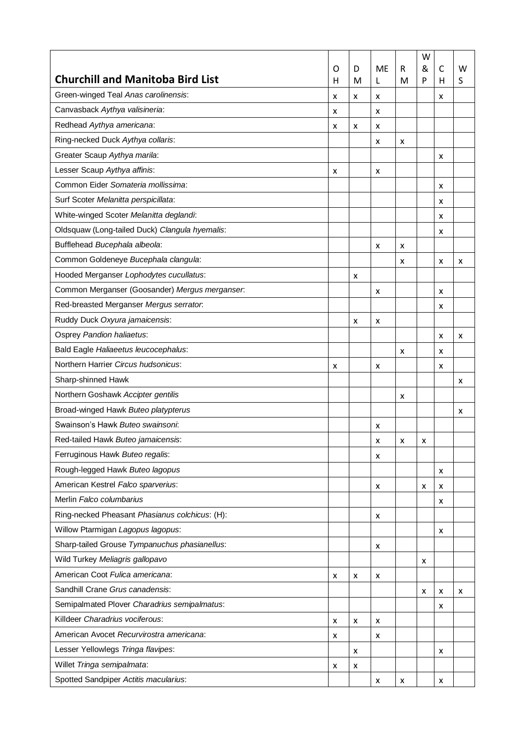| **Churchill and Manitoba Bird List** | OH | DM | MEL | RM | W&P | CH | WS |
|---|---|---|---|---|---|---|---|
| Green-winged Teal *Anas carolinensis*: | x | x | x | | | x | |
| Canvasback *Aythya valisineria*: | x | | x | | | | |
| Redhead *Aythya americana*: | x | x | x | | | | |
| Ring-necked Duck *Aythya collaris*: | | | x | x | | | |
| Greater Scaup *Aythya marila*: | | | | | | x | |
| Lesser Scaup *Aythya affinis*: | x | | x | | | | |
| Common Eider *Somateria mollissima*: | | | | | | x | |
| Surf Scoter *Melanitta perspicillata*: | | | | | | x | |
| White-winged Scoter *Melanitta deglandi*: | | | | | | x | |
| Oldsquaw (Long-tailed Duck) *Clangula hyemalis*: | | | | | | x | |
| Bufflehead *Bucephala albeola*: | | | x | x | | | |
| Common Goldeneye *Bucephala clangula*: | | | | x | | x | x |
| Hooded Merganser *Lophodytes cucullatus*: | | x | | | | | |
| Common Merganser (Goosander) *Mergus merganser*: | | | x | | | x | |
| Red-breasted Merganser *Mergus serrator*: | | | | | | x | |
| Ruddy Duck *Oxyura jamaicensis*: | | x | x | | | | |
| Osprey *Pandion haliaetus*: | | | | | | x | x |
| Bald Eagle *Haliaeetus leucocephalus*: | | | | x | | x | |
| Northern Harrier *Circus hudsonicus*: | x | | x | | | x | |
| Sharp-shinned Hawk | | | | | | | x |
| Northern Goshawk *Accipter gentilis* | | | | x | | | |
| Broad-winged Hawk *Buteo platypterus* | | | | | | | x |
| Swainson's Hawk *Buteo swainsoni*: | | | x | | | | |
| Red-tailed Hawk *Buteo jamaicensis*: | | | x | x | x | | |
| Ferruginous Hawk *Buteo regalis*: | | | x | | | | |
| Rough-legged Hawk *Buteo lagopus* | | | | | | x | |
| American Kestrel *Falco sparverius*: | | | x | | x | x | |
| Merlin *Falco columbarius* | | | | | | x | |
| Ring-necked Pheasant *Phasianus colchicus*: (H): | | | x | | | | |
| Willow Ptarmigan *Lagopus lagopus*: | | | | | | x | |
| Sharp-tailed Grouse *Tympanuchus phasianellus*: | | | x | | | | |
| Wild Turkey *Meliagris gallopavo* | | | | | x | | |
| American Coot *Fulica americana*: | x | x | x | | | | |
| Sandhill Crane *Grus canadensis*: | | | | | x | x | x |
| Semipalmated Plover *Charadrius semipalmatus*: | | | | | | x | |
| Killdeer *Charadrius vociferous*: | x | x | x | | | | |
| American Avocet *Recurvirostra americana*: | x | | x | | | | |
| Lesser Yellowlegs *Tringa flavipes*: | | x | | | | x | |
| Willet *Tringa semipalmata*: | x | x | | | | | |
| Spotted Sandpiper *Actitis macularius*: | | | x | x | | x | |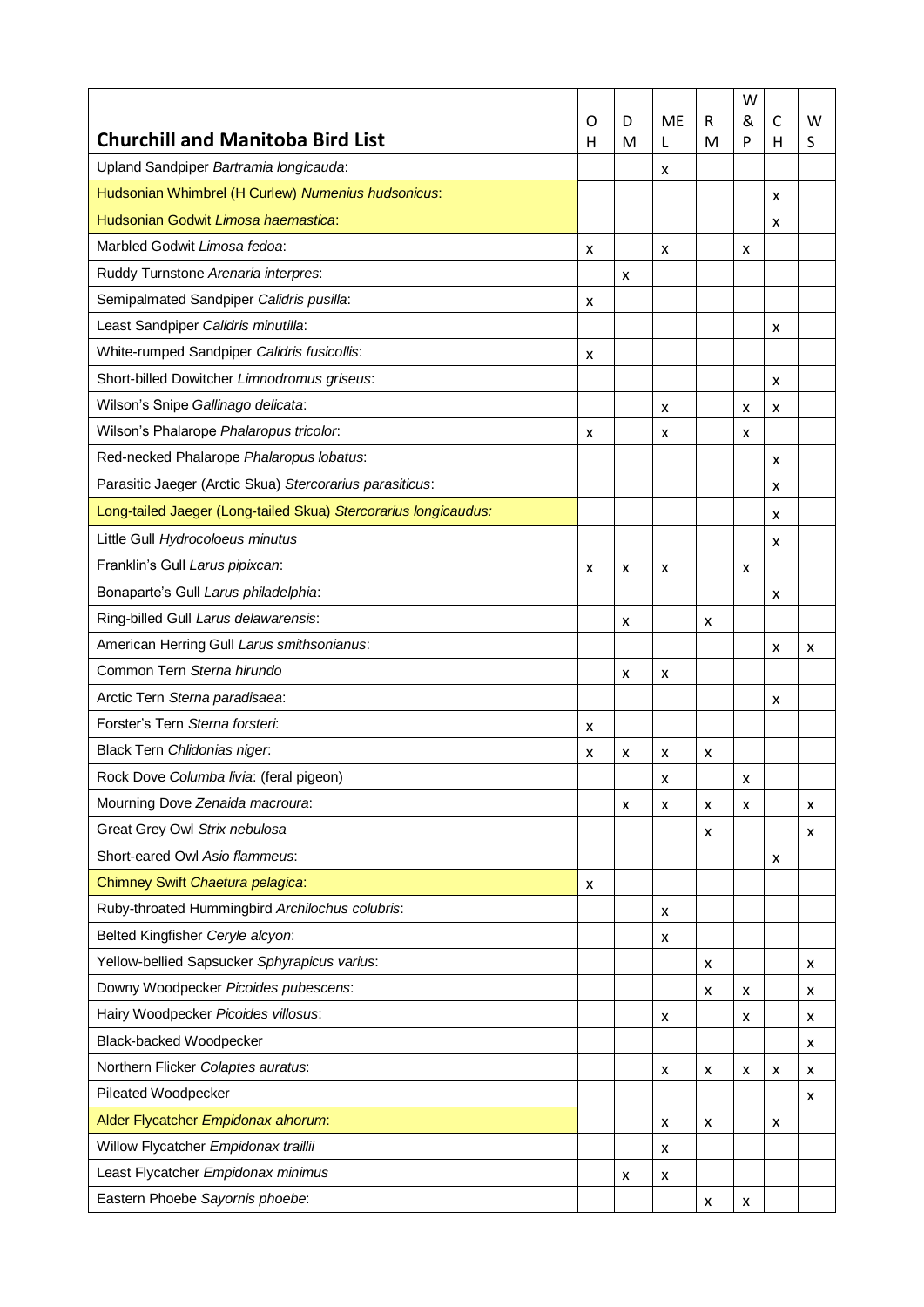| **Churchill and Manitoba Bird List** | OH | DM | MEL | RM | W&P | CH | WS |
|---|---|---|---|---|---|---|---|
| Upland Sandpiper *Bartramia longicauda*: | | | x | | | | |
| Hudsonian Whimbrel (H Curlew) *Numenius hudsonicus*: | | | | | | x | |
| Hudsonian Godwit *Limosa haemastica*: | | | | | | x | |
| Marbled Godwit *Limosa fedoa*: | x | | x | | x | | |
| Ruddy Turnstone *Arenaria interpres*: | | x | | | | | |
| Semipalmated Sandpiper *Calidris pusilla*: | x | | | | | | |
| Least Sandpiper *Calidris minutilla*: | | | | | | x | |
| White-rumped Sandpiper *Calidris fusicollis*: | x | | | | | | |
| Short-billed Dowitcher *Limnodromus griseus*: | | | | | | x | |
| Wilson's Snipe *Gallinago delicata*: | | | x | | x | x | |
| Wilson's Phalarope *Phalaropus tricolor*: | x | | x | | x | | |
| Red-necked Phalarope *Phalaropus lobatus*: | | | | | | x | |
| Parasitic Jaeger (Arctic Skua) *Stercorarius parasiticus*: | | | | | | x | |
| Long-tailed Jaeger (Long-tailed Skua) *Stercorarius longicaudus:* | | | | | | x | |
| Little Gull *Hydrocoloeus minutus* | | | | | | x | |
| Franklin's Gull *Larus pipixcan*: | x | x | x | | x | | |
| Bonaparte's Gull *Larus philadelphia*: | | | | | | x | |
| Ring-billed Gull *Larus delawarensis*: | | x | | x | | | |
| American Herring Gull *Larus smithsonianus*: | | | | | | x | x |
| Common Tern *Sterna hirundo* | | x | x | | | | |
| Arctic Tern *Sterna paradisaea*: | | | | | | x | |
| Forster's Tern *Sterna forsteri*: | x | | | | | | |
| Black Tern *Chlidonias niger*: | x | x | x | x | | | |
| Rock Dove *Columba livia*: (feral pigeon) | | | x | | x | | |
| Mourning Dove *Zenaida macroura*: | | x | x | x | x | | x |
| Great Grey Owl *Strix nebulosa* | | | | x | | | x |
| Short-eared Owl *Asio flammeus*: | | | | | | x | |
| Chimney Swift *Chaetura pelagica*: | x | | | | | | |
| Ruby-throated Hummingbird *Archilochus colubris*: | | | x | | | | |
| Belted Kingfisher *Ceryle alcyon*: | | | x | | | | |
| Yellow-bellied Sapsucker *Sphyrapicus varius*: | | | | x | | | x |
| Downy Woodpecker *Picoides pubescens*: | | | | x | x | | x |
| Hairy Woodpecker *Picoides villosus*: | | | x | | x | | x |
| Black-backed Woodpecker | | | | | | | x |
| Northern Flicker *Colaptes auratus*: | | | x | x | x | x | x |
| Pileated Woodpecker | | | | | | | x |
| Alder Flycatcher *Empidonax alnorum*: | | | x | x | | x | |
| Willow Flycatcher *Empidonax traillii* | | | x | | | | |
| Least Flycatcher *Empidonax minimus* | | x | x | | | | |
| Eastern Phoebe *Sayornis phoebe*: | | | | x | x | | |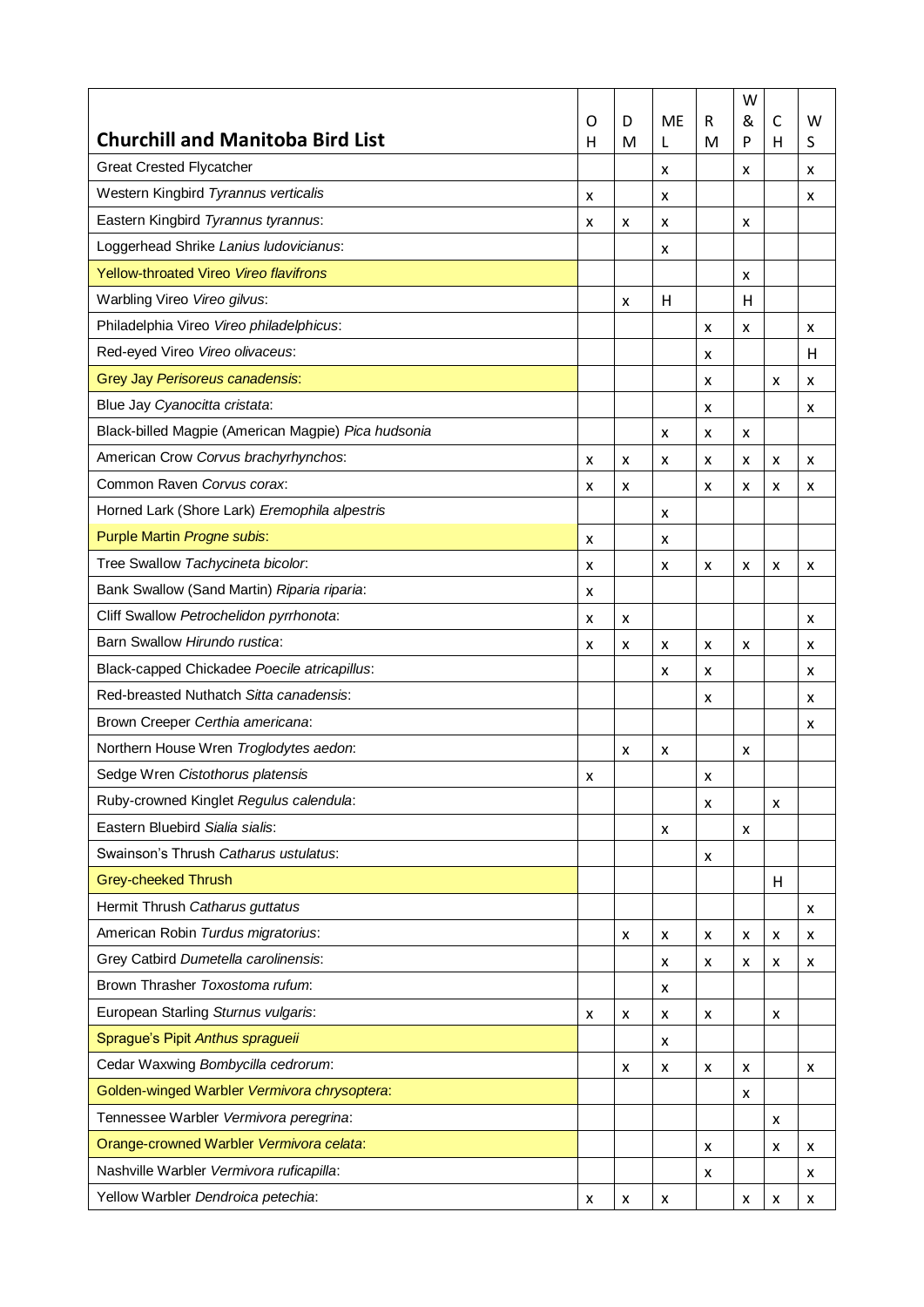| Churchill and Manitoba Bird List | OH | DM | MEL | RM | W&P | CH | WS |
|---|---|---|---|---|---|---|---|
| Great Crested Flycatcher | | | x | | x | | x |
| Western Kingbird *Tyrannus verticalis* | x | | x | | | | x |
| Eastern Kingbird *Tyrannus tyrannus*: | x | x | x | | x | | |
| Loggerhead Shrike *Lanius ludovicianus*: | | | x | | | | |
| Yellow-throated Vireo *Vireo flavifrons* | | | | | x | | |
| Warbling Vireo *Vireo gilvus*: | | x | H | | H | | |
| Philadelphia Vireo *Vireo philadelphicus*: | | | | x | x | | x |
| Red-eyed Vireo *Vireo olivaceus*: | | | | x | | | H |
| Grey Jay *Perisoreus canadensis*: | | | | x | | x | x |
| Blue Jay *Cyanocitta cristata*: | | | | x | | | x |
| Black-billed Magpie (American Magpie) *Pica hudsonia* | | | x | x | x | | |
| American Crow *Corvus brachyrhynchos*: | x | x | x | x | x | x | x |
| Common Raven *Corvus corax*: | x | x | | x | x | x | x |
| Horned Lark (Shore Lark) *Eremophila alpestris* | | | x | | | | |
| Purple Martin *Progne subis*: | x | | x | | | | |
| Tree Swallow *Tachycineta bicolor*: | x | | x | x | x | x | x |
| Bank Swallow (Sand Martin) *Riparia riparia*: | x | | | | | | |
| Cliff Swallow *Petrochelidon pyrrhonota*: | x | x | | | | | x |
| Barn Swallow *Hirundo rustica*: | x | x | x | x | x | | x |
| Black-capped Chickadee *Poecile atricapillus*: | | | x | x | | | x |
| Red-breasted Nuthatch *Sitta canadensis*: | | | | x | | | x |
| Brown Creeper *Certhia americana*: | | | | | | | x |
| Northern House Wren *Troglodytes aedon*: | | x | x | | x | | |
| Sedge Wren *Cistothorus platensis* | x | | | x | | | |
| Ruby-crowned Kinglet *Regulus calendula*: | | | | x | | x | |
| Eastern Bluebird *Sialia sialis*: | | | x | | x | | |
| Swainson's Thrush *Catharus ustulatus*: | | | | x | | | |
| Grey-cheeked Thrush | | | | | | H | |
| Hermit Thrush *Catharus guttatus* | | | | | | | x |
| American Robin *Turdus migratorius*: | | x | x | x | x | x | x |
| Grey Catbird *Dumetella carolinensis*: | | | x | x | x | x | x |
| Brown Thrasher *Toxostoma rufum*: | | | x | | | | |
| European Starling *Sturnus vulgaris*: | x | x | x | x | | x | |
| Sprague's Pipit *Anthus spragueii* | | | x | | | | |
| Cedar Waxwing *Bombycilla cedrorum*: | | x | x | x | x | | x |
| Golden-winged Warbler *Vermivora chrysoptera*: | | | | | x | | |
| Tennessee Warbler *Vermivora peregrina*: | | | | | | x | |
| Orange-crowned Warbler *Vermivora celata*: | | | | x | | x | x |
| Nashville Warbler *Vermivora ruficapilla*: | | | | x | | | x |
| Yellow Warbler *Dendroica petechia*: | x | x | x | | x | x | x |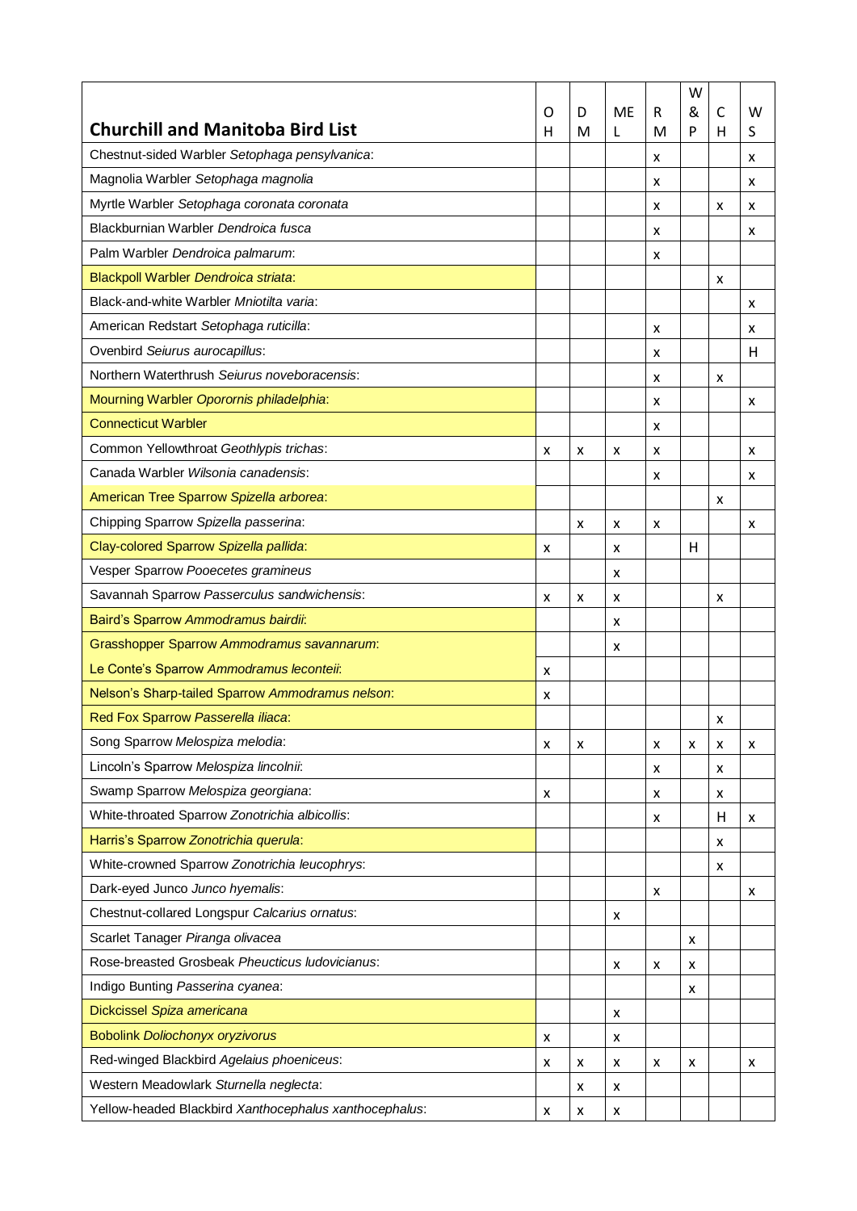| **Churchill and Manitoba Bird List** | OH | DM | MEL | RM | W&P | CH | WS |
|---|---|---|---|---|---|---|---|
| Chestnut-sided Warbler *Setophaga pensylvanica*: | | | | x | | | x |
| Magnolia Warbler *Setophaga magnolia* | | | | x | | | x |
| Myrtle Warbler *Setophaga coronata coronata* | | | | x | | x | x |
| Blackburnian Warbler *Dendroica fusca* | | | | x | | | x |
| Palm Warbler *Dendroica palmarum*: | | | | x | | | |
| Blackpoll Warbler *Dendroica striata*: | | | | | | x | |
| Black-and-white Warbler *Mniotilta varia*: | | | | | | | x |
| American Redstart *Setophaga ruticilla*: | | | | x | | | x |
| Ovenbird *Seiurus aurocapillus*: | | | | x | | | H |
| Northern Waterthrush *Seiurus noveboracensis*: | | | | x | | x | |
| Mourning Warbler *Oporornis philadelphia*: | | | | x | | | x |
| Connecticut Warbler | | | | x | | | |
| Common Yellowthroat *Geothlypis trichas*: | x | x | x | x | | | x |
| Canada Warbler *Wilsonia canadensis*: | | | | x | | | x |
| American Tree Sparrow *Spizella arborea*: | | | | | | x | |
| Chipping Sparrow *Spizella passerina*: | | x | x | x | | | x |
| Clay-colored Sparrow *Spizella pallida*: | x | | x | | H | | |
| Vesper Sparrow *Pooecetes gramineus* | | | x | | | | |
| Savannah Sparrow *Passerculus sandwichensis*: | x | x | x | | | x | |
| Baird's Sparrow *Ammodramus bairdii*: | | | x | | | | |
| Grasshopper Sparrow *Ammodramus savannarum*: | | | x | | | | |
| Le Conte's Sparrow *Ammodramus leconteii*: | x | | | | | | |
| Nelson's Sharp-tailed Sparrow *Ammodramus nelson*: | x | | | | | | |
| Red Fox Sparrow *Passerella iliaca*: | | | | | | x | |
| Song Sparrow *Melospiza melodia*: | x | x | | x | x | x | x |
| Lincoln's Sparrow *Melospiza lincolnii*: | | | | x | | x | |
| Swamp Sparrow *Melospiza georgiana*: | x | | | x | | x | |
| White-throated Sparrow *Zonotrichia albicollis*: | | | | x | | H | x |
| Harris's Sparrow *Zonotrichia querula*: | | | | | | x | |
| White-crowned Sparrow *Zonotrichia leucophrys*: | | | | | | x | |
| Dark-eyed Junco *Junco hyemalis*: | | | | x | | | x |
| Chestnut-collared Longspur *Calcarius ornatus*: | | | x | | | | |
| Scarlet Tanager *Piranga olivacea* | | | | | x | | |
| Rose-breasted Grosbeak *Pheucticus ludovicianus*: | | | x | x | x | | |
| Indigo Bunting *Passerina cyanea*: | | | | | x | | |
| Dickcissel *Spiza americana* | | | x | | | | |
| Bobolink *Doliochonyx oryzivorus* | x | | x | | | | |
| Red-winged Blackbird *Agelaius phoeniceus*: | x | x | x | x | x | | x |
| Western Meadowlark *Sturnella neglecta*: | | x | x | | | | |
| Yellow-headed Blackbird *Xanthocephalus xanthocephalus*: | x | x | x | | | | |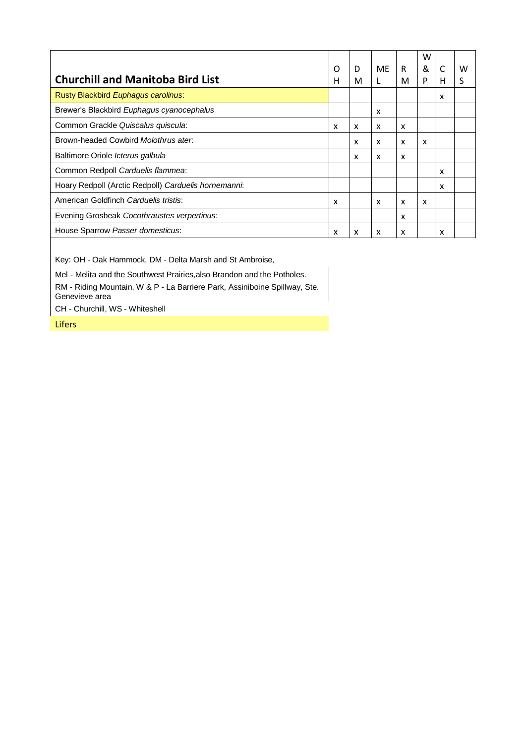| Churchill and Manitoba Bird List | OH | DM | MEL | RM | W & P | CH | WS |
|---|---|---|---|---|---|---|---|
| Rusty Blackbird *Euphagus carolinus*: | | | | | | x | |
| Brewer's Blackbird *Euphagus cyanocephalus* | | | x | | | | |
| Common Grackle *Quiscalus quiscula*: | x | x | x | x | | | |
| Brown-headed Cowbird *Molothrus ater*: | | x | x | x | x | | |
| Baltimore Oriole *Icterus galbula* | | x | x | x | | | |
| Common Redpoll *Carduelis flammea*: | | | | | | x | |
| Hoary Redpoll (Arctic Redpoll) *Carduelis hornemanni*: | | | | | | x | |
| American Goldfinch *Carduelis tristis*: | x | | x | x | x | | |
| Evening Grosbeak *Cocothraustes verpertinus*: | | | | x | | | |
| House Sparrow *Passer domesticus*: | x | x | x | x | | x | |

Key: OH - Oak Hammock, DM - Delta Marsh and St Ambroise,

Mel - Melita and the Southwest Prairies,also Brandon and the Potholes.

RM - Riding Mountain, W & P - La Barriere Park, Assiniboine Spillway, Ste. Genevieve area

CH - Churchill, WS - Whiteshell

Lifers